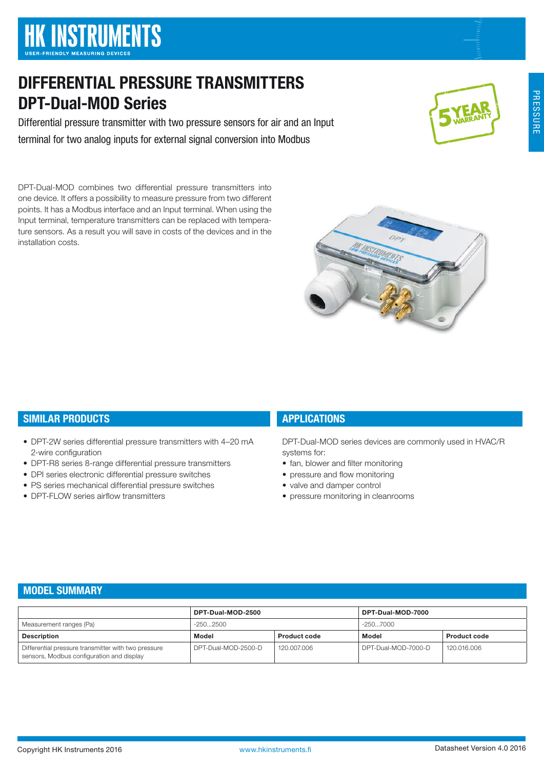# HK INSTRUMENTS

USER-FRIENDLY MEASURING DEVICES

# DIFFERENTIAL PRESSURE TRANSMITTERS
# DPT-Dual-MOD Series

Differential pressure transmitter with two pressure sensors for air and an Input terminal for two analog inputs for external signal conversion into Modbus

DPT-Dual-MOD combines two differential pressure transmitters into one device. It offers a possibility to measure pressure from two different points. It has a Modbus interface and an Input terminal. When using the Input terminal, temperature transmitters can be replaced with temperature sensors. As a result you will save in costs of the devices and in the installation costs.

## SIMILAR PRODUCTS

- DPT-2W series differential pressure transmitters with 4–20 mA 2-wire configuration
- DPT-R8 series 8-range differential pressure transmitters
- DPI series electronic differential pressure switches
- PS series mechanical differential pressure switches
- DPT-FLOW series airflow transmitters

## APPLICATIONS

DPT-Dual-MOD series devices are commonly used in HVAC/R systems for:

- fan, blower and filter monitoring
- pressure and flow monitoring
- valve and damper control
- pressure monitoring in cleanrooms

## MODEL SUMMARY

| | DPT-Dual-MOD-2500 | | DPT-Dual-MOD-7000 | |
|---|---|---|---|---|
| Measurement ranges (Pa) | -250...2500 | | -250...7000 | |
| **Description** | **Model** | **Product code** | **Model** | **Product code** |
| Differential pressure transmitter with two pressure sensors, Modbus configuration and display | DPT-Dual-MOD-2500-D | 120.007.006 | DPT-Dual-MOD-7000-D | 120.016.006 |

Copyright HK Instruments 2016 www.hkinstruments.fi Datasheet Version 4.0 2016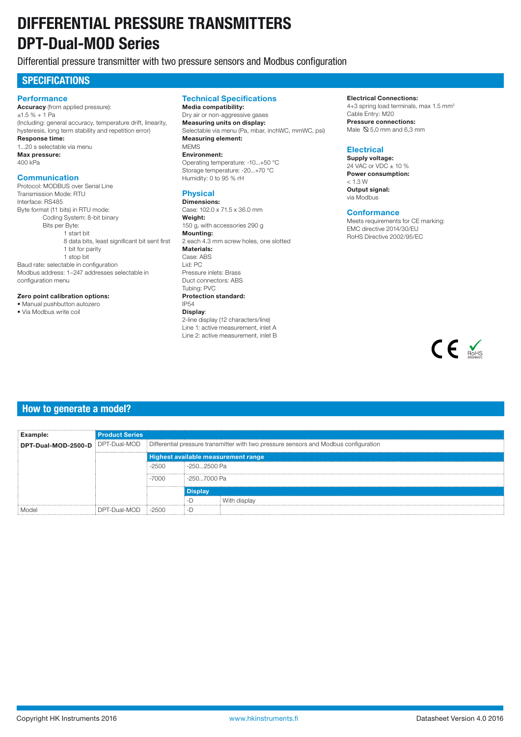# DIFFERENTIAL PRESSURE TRANSMITTERS
# DPT-Dual-MOD Series

Differential pressure transmitter with two pressure sensors and Modbus configuration

## SPECIFICATIONS

### Performance

**Accuracy** (from applied pressure):
±1.5 % + 1 Pa
(Including: general accuracy, temperature drift, linearity, hysteresis, long term stability and repetition error)
**Response time:**
1...20 s selectable via menu
**Max pressure:**
400 kPa

### Communication

Protocol: MODBUS over Serial Line
Transmission Mode: RTU
Interface: RS485
Byte format (11 bits) in RTU mode:
 Coding System: 8-bit binary
 Bits per Byte:
  1 start bit
  8 data bits, least significant bit sent first
  1 bit for parity
  1 stop bit
Baud rate: selectable in configuration
Modbus address: 1–247 addresses selectable in configuration menu

**Zero point calibration options:**

- Manual pushbutton autozero
- Via Modbus write coil

### Technical Specifications

**Media compatibility:**
Dry air or non-aggressive gases
**Measuring units on display:**
Selectable via menu (Pa, mbar, inchWC, mmWC, psi)
**Measuring element:**
MEMS
**Environment:**
Operating temperature: -10...+50 °C
Storage temperature: -20...+70 °C
Humidity: 0 to 95 % rH

### Physical

**Dimensions:**
Case: 102.0 x 71.5 x 36.0 mm
**Weight:**
150 g, with accessories 290 g
**Mounting:**
2 each 4.3 mm screw holes, one slotted
**Materials:**
Case: ABS
Lid: PC
Pressure inlets: Brass
Duct connectors: ABS
Tubing: PVC
**Protection standard:**
IP54
**Display**:
2-line display (12 characters/line)
Line 1: active measurement, inlet A
Line 2: active measurement, inlet B

**Electrical Connections:**
4+3 spring load terminals, max 1.5 mm²
Cable Entry: M20
**Pressure connections:**
Male ⌀ 5,0 mm and 6,3 mm

### Electrical

**Supply voltage:**
24 VAC or VDC ± 10 %
**Power consumption:**
< 1.3 W
**Output signal:**
via Modbus

### Conformance

Meets requirements for CE marking:
EMC directive 2014/30/EU
RoHS Directive 2002/95/EC

## How to generate a model?

| | | | | |
|---|---|---|---|---|
| **Example:** | **Product Series** | | | |
| **DPT-Dual-MOD-2500-D** | DPT-Dual-MOD | Differential pressure transmitter with two pressure sensors and Modbus configuration | | |
| | | **Highest available measurement range** | | |
| | | -2500 | -250...2500 Pa | |
| | | -7000 | -250...7000 Pa | |
| | | | **Display** | |
| | | | -D | With display |
| Model | DPT-Dual-MOD | -2500 | -D | |

Copyright HK Instruments 2016 www.hkinstruments.fi Datasheet Version 4.0 2016